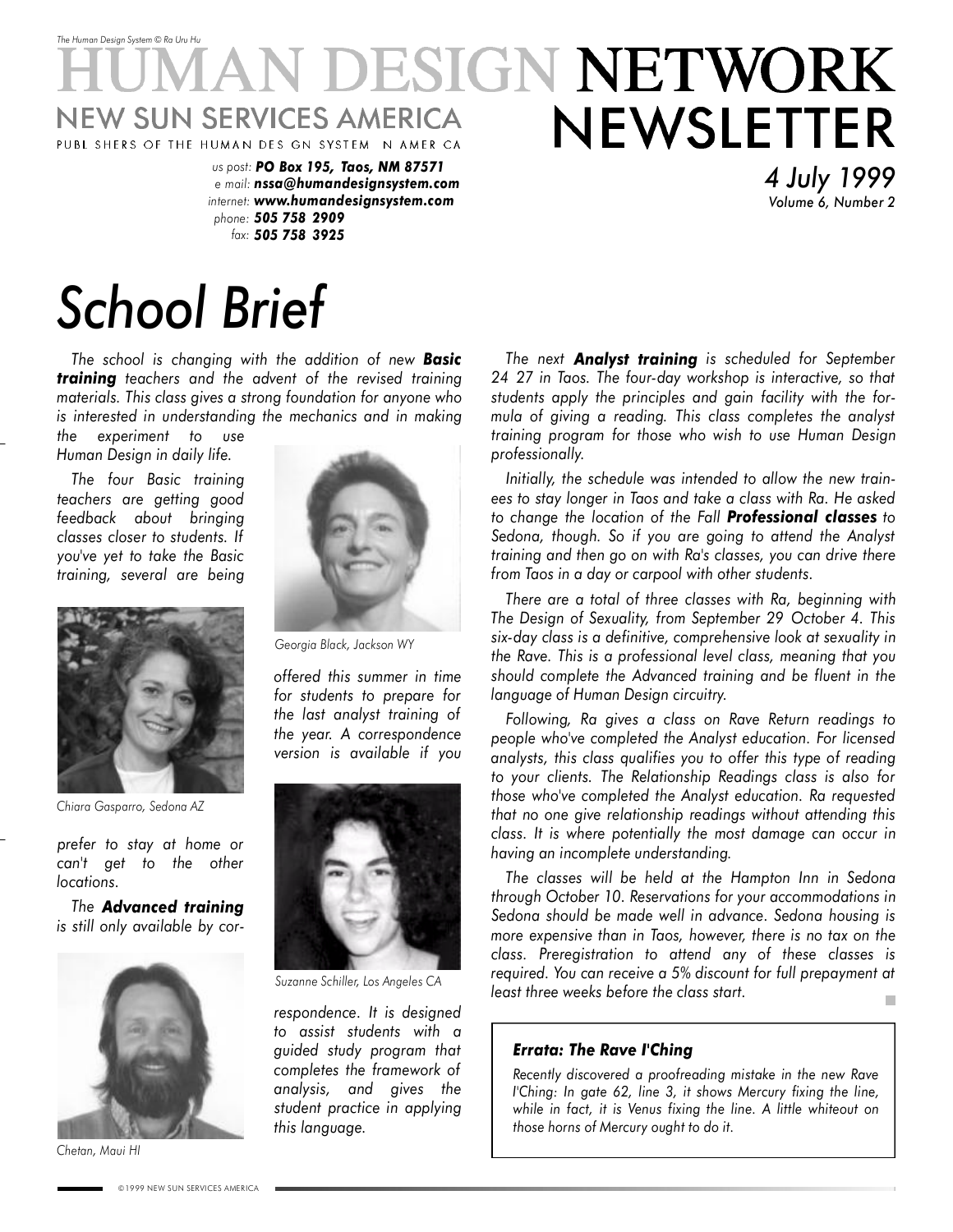*The Human Design System © Ra Uru Hu*

# HUMAN DESIGN NETWORK NEWSLETTER

**NEW SUN SERVICES AMERICA**

PUBLISHERS OF THE HUMAN DESIGN SYSTEM IN AMERICA

*us post:* ***PO Box 195, Taos, NM 87571***
*e mail:* ***nssa@humandesignsystem.com***
*internet:* ***www.humandesignsystem.com***
*phone:* ***505 758 2909***
*fax:* ***505 758 3925***

*4 July 1999*
*Volume 6, Number 2*

# *School Brief*

*The school is changing with the addition of new **Basic training** teachers and the advent of the revised training materials. This class gives a strong foundation for anyone who is interested in understanding the mechanics and in making the experiment to use Human Design in daily life.*

*The four Basic training teachers are getting good feedback about bringing classes closer to students. If you've yet to take the Basic training, several are being offered this summer in time for students to prepare for the last analyst training of the year. A correspondence version is available if you prefer to stay at home or can't get to the other locations.*

*Chiara Gasparro, Sedona AZ*

*Georgia Black, Jackson WY*

*Suzanne Schiller, Los Angeles CA*

*Chetan, Maui HI*

*The **Advanced training** is still only available by correspondence. It is designed to assist students with a guided study program that completes the framework of analysis, and gives the student practice in applying this language.*

*The next **Analyst training** is scheduled for September 24 27 in Taos. The four-day workshop is interactive, so that students apply the principles and gain facility with the formula of giving a reading. This class completes the analyst training program for those who wish to use Human Design professionally.*

*Initially, the schedule was intended to allow the new trainees to stay longer in Taos and take a class with Ra. He asked to change the location of the Fall **Professional classes** to Sedona, though. So if you are going to attend the Analyst training and then go on with Ra's classes, you can drive there from Taos in a day or carpool with other students.*

*There are a total of three classes with Ra, beginning with The Design of Sexuality, from September 29 October 4. This six-day class is a definitive, comprehensive look at sexuality in the Rave. This is a professional level class, meaning that you should complete the Advanced training and be fluent in the language of Human Design circuitry.*

*Following, Ra gives a class on Rave Return readings to people who've completed the Analyst education. For licensed analysts, this class qualifies you to offer this type of reading to your clients. The Relationship Readings class is also for those who've completed the Analyst education. Ra requested that no one give relationship readings without attending this class. It is where potentially the most damage can occur in having an incomplete understanding.*

*The classes will be held at the Hampton Inn in Sedona through October 10. Reservations for your accommodations in Sedona should be made well in advance. Sedona housing is more expensive than in Taos, however, there is no tax on the class. Preregistration to attend any of these classes is required. You can receive a 5% discount for full prepayment at least three weeks before the class start.*

### *Errata: The Rave I'Ching*

*Recently discovered a proofreading mistake in the new Rave I'Ching: In gate 62, line 3, it shows Mercury fixing the line, while in fact, it is Venus fixing the line. A little whiteout on those horns of Mercury ought to do it.*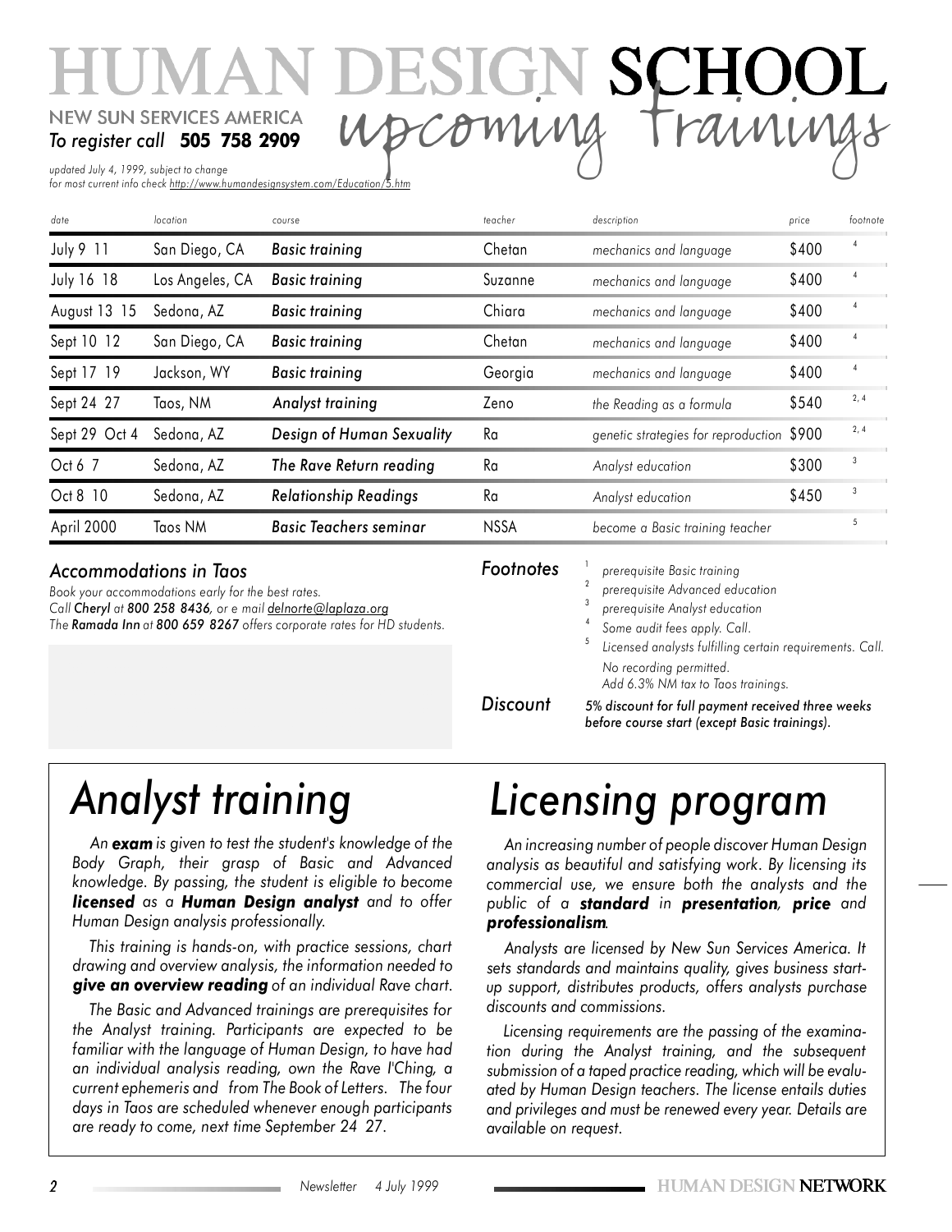# HUMAN DESIGN SCHOOL upcoming trainings

NEW SUN SERVICES AMERICA
*To register call* **505 758 2909**

*updated July 4, 1999, subject to change*
*for most current info check http://www.humandesignsystem.com/Education/5.htm*

| date | location | course | teacher | description | price | footnote |
|---|---|---|---|---|---|---|
| July 9 11 | San Diego, CA | *Basic training* | Chetan | *mechanics and language* | $400 | 4 |
| July 16 18 | Los Angeles, CA | *Basic training* | Suzanne | *mechanics and language* | $400 | 4 |
| August 13 15 | Sedona, AZ | *Basic training* | Chiara | *mechanics and language* | $400 | 4 |
| Sept 10 12 | San Diego, CA | *Basic training* | Chetan | *mechanics and language* | $400 | 4 |
| Sept 17 19 | Jackson, WY | *Basic training* | Georgia | *mechanics and language* | $400 | 4 |
| Sept 24 27 | Taos, NM | *Analyst training* | Zeno | *the Reading as a formula* | $540 | 2, 4 |
| Sept 29 Oct 4 | Sedona, AZ | *Design of Human Sexuality* | Ra | *genetic strategies for reproduction* | $900 | 2, 4 |
| Oct 6 7 | Sedona, AZ | *The Rave Return reading* | Ra | *Analyst education* | $300 | 3 |
| Oct 8 10 | Sedona, AZ | *Relationship Readings* | Ra | *Analyst education* | $450 | 3 |
| April 2000 | Taos NM | *Basic Teachers seminar* | NSSA | *become a Basic training teacher* | | 5 |

### *Accommodations in Taos*

*Book your accommodations early for the best rates.*
*Call **Cheryl** at **800 258 8436**, or e mail delnorte@laplaza.org*
*The **Ramada Inn** at **800 659 8267** offers corporate rates for HD students.*

### *Footnotes*

1. *prerequisite Basic training*
2. *prerequisite Advanced education*
3. *prerequisite Analyst education*
4. *Some audit fees apply. Call.*
5. *Licensed analysts fulfilling certain requirements. Call.*

*No recording permitted.*
*Add 6.3% NM tax to Taos trainings.*

### *Discount*

*5% discount for full payment received three weeks before course start (except Basic trainings).*

# *Analyst training*

*An **exam** is given to test the student's knowledge of the Body Graph, their grasp of Basic and Advanced knowledge. By passing, the student is eligible to become **licensed** as a **Human Design analyst** and to offer Human Design analysis professionally.*

*This training is hands-on, with practice sessions, chart drawing and overview analysis, the information needed to **give an overview reading** of an individual Rave chart.*

*The Basic and Advanced trainings are prerequisites for the Analyst training. Participants are expected to be familiar with the language of Human Design, to have had an individual analysis reading, own the Rave I'Ching, a current ephemeris and from The Book of Letters. The four days in Taos are scheduled whenever enough participants are ready to come, next time September 24 27.*

# *Licensing program*

*An increasing number of people discover Human Design analysis as beautiful and satisfying work. By licensing its commercial use, we ensure both the analysts and the public of a **standard** in **presentation**, **price** and **professionalism**.*

*Analysts are licensed by New Sun Services America. It sets standards and maintains quality, gives business start-up support, distributes products, offers analysts purchase discounts and commissions.*

*Licensing requirements are the passing of the examination during the Analyst training, and the subsequent submission of a taped practice reading, which will be evaluated by Human Design teachers. The license entails duties and privileges and must be renewed every year. Details are available on request.*